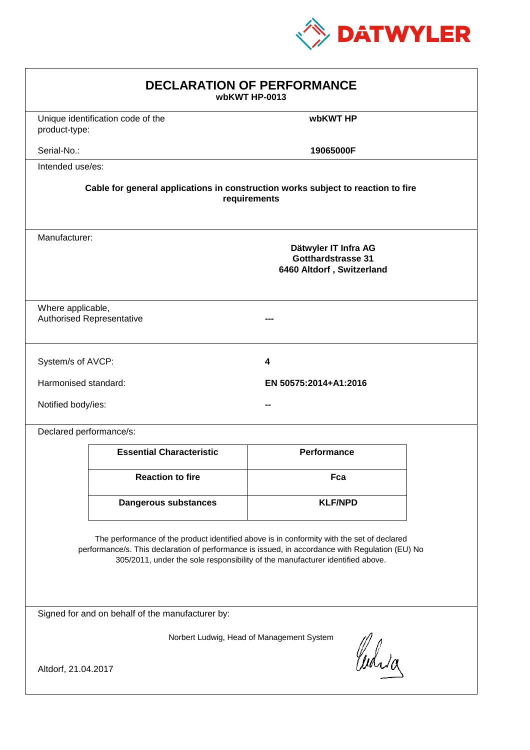DATWYLER

# DECLARATION OF PERFORMANCE

**wbKWT HP-0013**

Unique identification code of the product-type: **wbKWT HP**

Serial-No.: **19065000F**

Intended use/es:

**Cable for general applications in construction works subject to reaction to fire requirements**

Manufacturer:

**Dätwyler IT Infra AG**
**Gotthardstrasse 31**
**6460 Altdorf , Switzerland**

Where applicable, Authorised Representative: **---**

System/s of AVCP: **4**

Harmonised standard: **EN 50575:2014+A1:2016**

Notified body/ies: **--**

Declared performance/s:

| Essential Characteristic | Performance |
|---|---|
| **Reaction to fire** | **Fca** |
| **Dangerous substances** | **KLF/NPD** |

The performance of the product identified above is in conformity with the set of declared performance/s. This declaration of performance is issued, in accordance with Regulation (EU) No 305/2011, under the sole responsibility of the manufacturer identified above.

Signed for and on behalf of the manufacturer by:

Norbert Ludwig, Head of Management System

Altdorf, 21.04.2017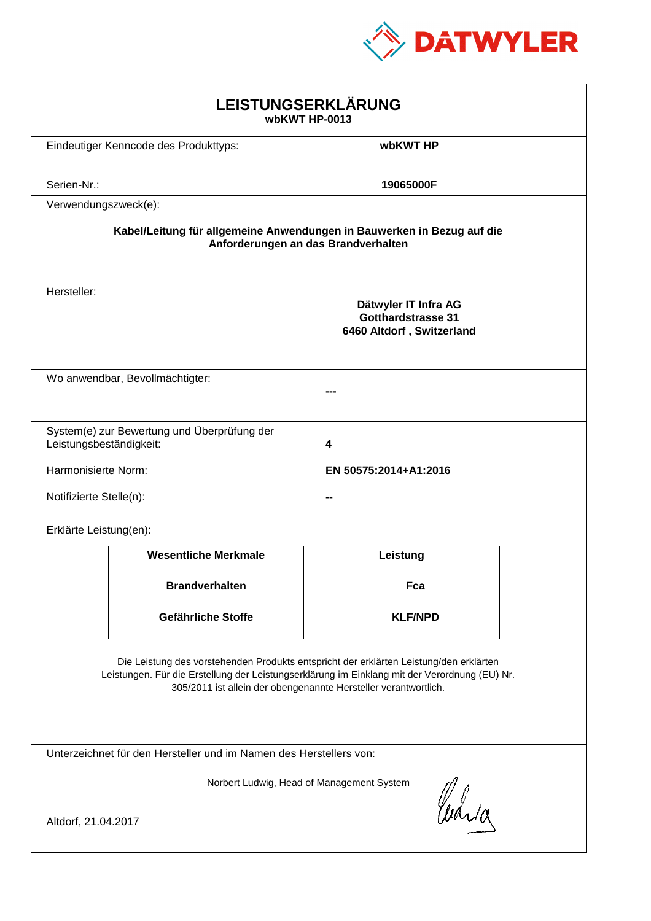DATWYLER

# LEISTUNGSERKLÄRUNG

**wbKWT HP-0013**

Eindeutiger Kenncode des Produkttyps: **wbKWT HP**

Serien-Nr.: **19065000F**

Verwendungszweck(e):

**Kabel/Leitung für allgemeine Anwendungen in Bauwerken in Bezug auf die Anforderungen an das Brandverhalten**

Hersteller:

**Dätwyler IT Infra AG**
**Gotthardstrasse 31**
**6460 Altdorf , Switzerland**

Wo anwendbar, Bevollmächtigter: **---**

System(e) zur Bewertung und Überprüfung der Leistungsbeständigkeit: **4**

Harmonisierte Norm: **EN 50575:2014+A1:2016**

Notifizierte Stelle(n): **--**

Erklärte Leistung(en):

| Wesentliche Merkmale | Leistung |
|---|---|
| **Brandverhalten** | **Fca** |
| **Gefährliche Stoffe** | **KLF/NPD** |

Die Leistung des vorstehenden Produkts entspricht der erklärten Leistung/den erklärten Leistungen. Für die Erstellung der Leistungserklärung im Einklang mit der Verordnung (EU) Nr. 305/2011 ist allein der obengenannte Hersteller verantwortlich.

Unterzeichnet für den Hersteller und im Namen des Herstellers von:

Norbert Ludwig, Head of Management System

Altdorf, 21.04.2017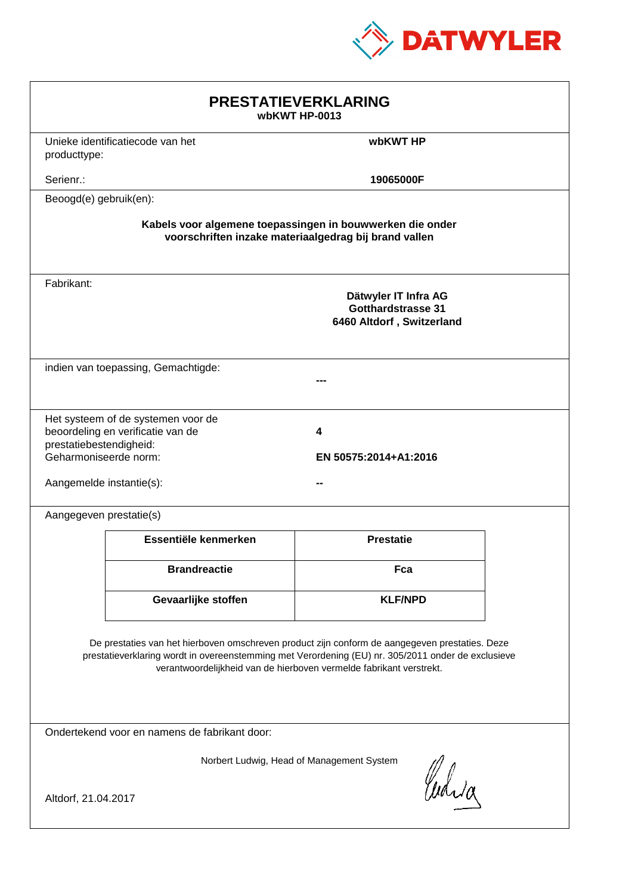DATWYLER

# PRESTATIEVERKLARING
**wbKWT HP-0013**

| | |
|---|---|
| Unieke identificatiecode van het producttype: | **wbKWT HP** |
| Serienr.: | **19065000F** |

Beoogd(e) gebruik(en):

**Kabels voor algemene toepassingen in bouwwerken die onder voorschriften inzake materiaalgedrag bij brand vallen**

Fabrikant:

**Dätwyler IT Infra AG**
**Gotthardstrasse 31**
**6460 Altdorf , Switzerland**

indien van toepassing, Gemachtigde:

**---**

| | |
|---|---|
| Het systeem of de systemen voor de beoordeling en verificatie van de prestatiebestendigheid: | **4** |
| Geharmoniseerde norm: | **EN 50575:2014+A1:2016** |
| Aangemelde instantie(s): | **--** |

Aangegeven prestatie(s)

| Essentiële kenmerken | Prestatie |
|---|---|
| **Brandreactie** | **Fca** |
| **Gevaarlijke stoffen** | **KLF/NPD** |

De prestaties van het hierboven omschreven product zijn conform de aangegeven prestaties. Deze prestatieverklaring wordt in overeenstemming met Verordening (EU) nr. 305/2011 onder de exclusieve verantwoordelijkheid van de hierboven vermelde fabrikant verstrekt.

Ondertekend voor en namens de fabrikant door:

Norbert Ludwig, Head of Management System

Altdorf, 21.04.2017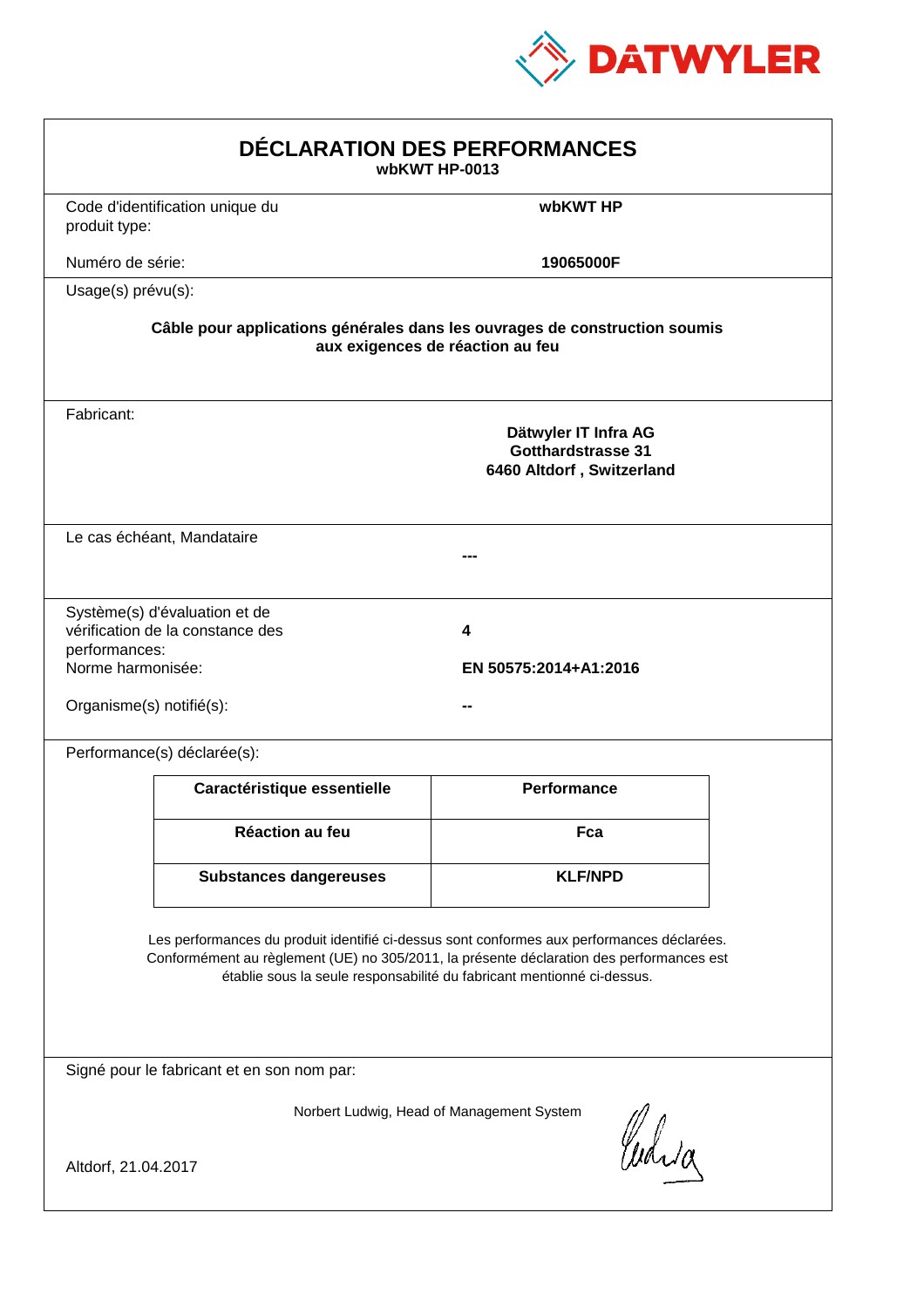DATWYLER

# DÉCLARATION DES PERFORMANCES

**wbKWT HP-0013**

Code d'identification unique du produit type: **wbKWT HP**

Numéro de série: **19065000F**

Usage(s) prévu(s):

**Câble pour applications générales dans les ouvrages de construction soumis aux exigences de réaction au feu**

Fabricant:

**Dätwyler IT Infra AG**
**Gotthardstrasse 31**
**6460 Altdorf , Switzerland**

Le cas échéant, Mandataire: **---**

Système(s) d'évaluation et de vérification de la constance des performances: **4**

Norme harmonisée: **EN 50575:2014+A1:2016**

Organisme(s) notifié(s): **--**

Performance(s) déclarée(s):

| Caractéristique essentielle | Performance |
|---|---|
| **Réaction au feu** | **Fca** |
| **Substances dangereuses** | **KLF/NPD** |

Les performances du produit identifié ci-dessus sont conformes aux performances déclarées. Conformément au règlement (UE) no 305/2011, la présente déclaration des performances est établie sous la seule responsabilité du fabricant mentionné ci-dessus.

Signé pour le fabricant et en son nom par:

Norbert Ludwig, Head of Management System

Altdorf, 21.04.2017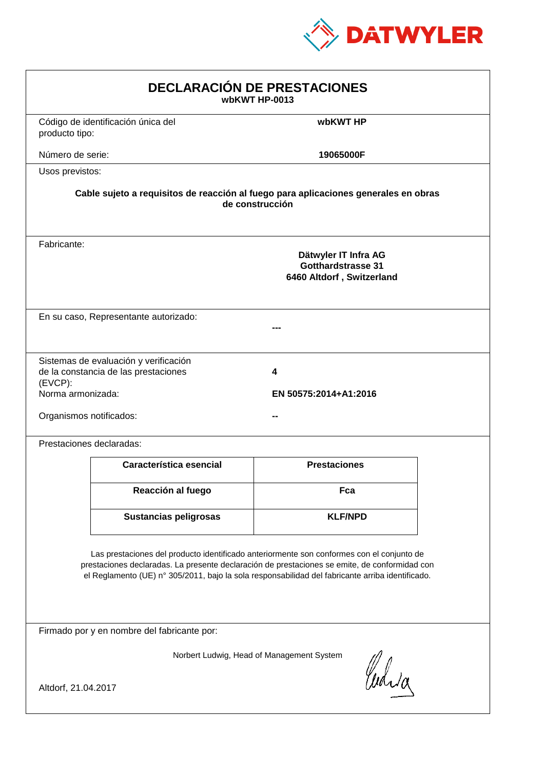DATWYLER

# DECLARACIÓN DE PRESTACIONES

**wbKWT HP-0013**

| | |
|---|---|
| Código de identificación única del producto tipo: | **wbKWT HP** |
| Número de serie: | **19065000F** |

Usos previstos:

**Cable sujeto a requisitos de reacción al fuego para aplicaciones generales en obras de construcción**

Fabricante:

**Dätwyler IT Infra AG**
**Gotthardstrasse 31**
**6460 Altdorf , Switzerland**

En su caso, Representante autorizado:

**---**

| | |
|---|---|
| Sistemas de evaluación y verificación de la constancia de las prestaciones (EVCP): | **4** |
| Norma armonizada: | **EN 50575:2014+A1:2016** |
| Organismos notificados: | **--** |

Prestaciones declaradas:

| Característica esencial | Prestaciones |
|---|---|
| **Reacción al fuego** | **Fca** |
| **Sustancias peligrosas** | **KLF/NPD** |

Las prestaciones del producto identificado anteriormente son conformes con el conjunto de prestaciones declaradas. La presente declaración de prestaciones se emite, de conformidad con el Reglamento (UE) n° 305/2011, bajo la sola responsabilidad del fabricante arriba identificado.

Firmado por y en nombre del fabricante por:

Norbert Ludwig, Head of Management System

Altdorf, 21.04.2017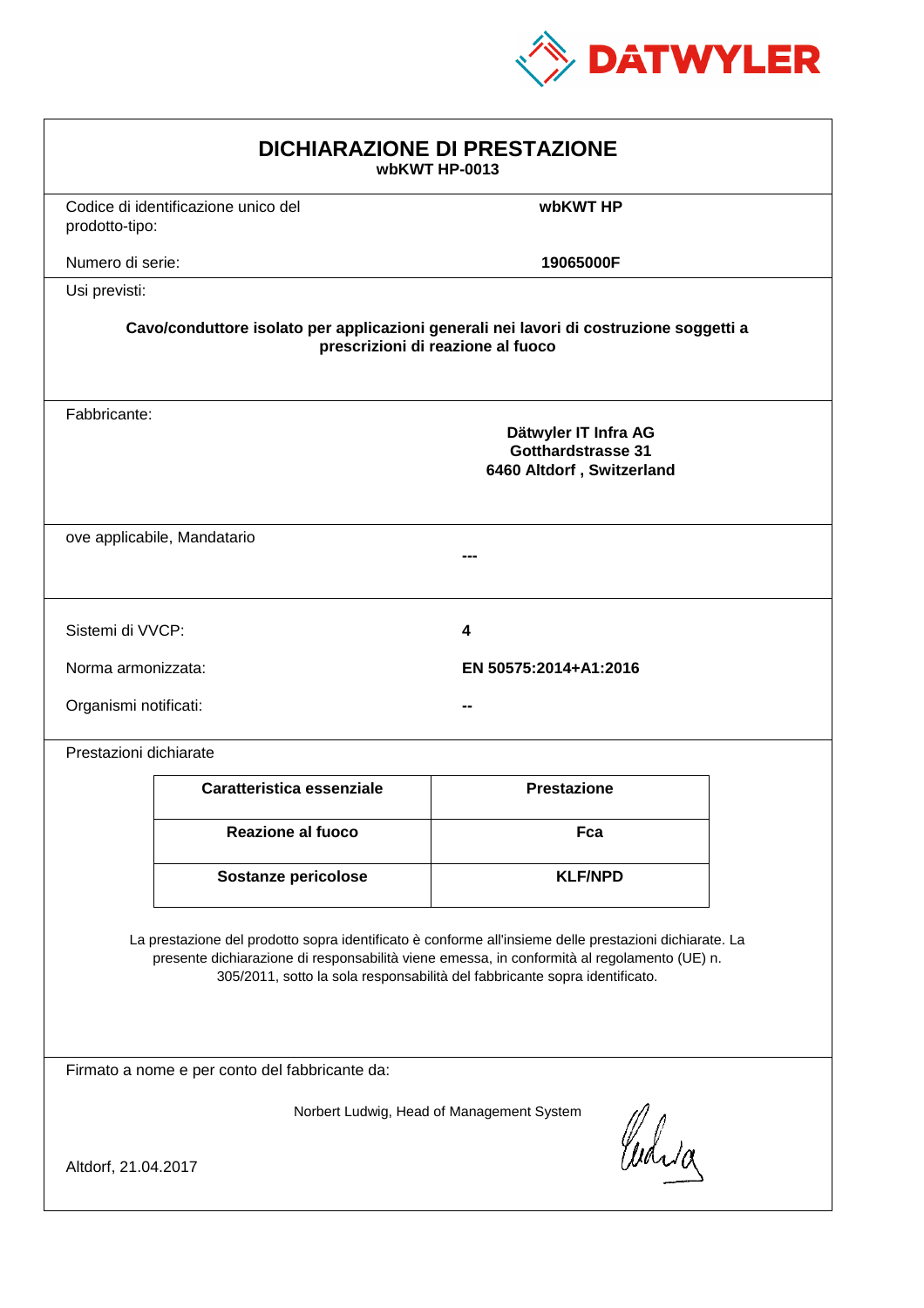DATWYLER

# DICHIARAZIONE DI PRESTAZIONE

**wbKWT HP-0013**

Codice di identificazione unico del prodotto-tipo: **wbKWT HP**

Numero di serie: **19065000F**

Usi previsti:

**Cavo/conduttore isolato per applicazioni generali nei lavori di costruzione soggetti a prescrizioni di reazione al fuoco**

Fabbricante:

**Dätwyler IT Infra AG**
**Gotthardstrasse 31**
**6460 Altdorf , Switzerland**

ove applicabile, Mandatario

**---**

Sistemi di VVCP: **4**

Norma armonizzata: **EN 50575:2014+A1:2016**

Organismi notificati: **--**

Prestazioni dichiarate

| Caratteristica essenziale | Prestazione |
| --- | --- |
| **Reazione al fuoco** | **Fca** |
| **Sostanze pericolose** | **KLF/NPD** |

La prestazione del prodotto sopra identificato è conforme all'insieme delle prestazioni dichiarate. La presente dichiarazione di responsabilità viene emessa, in conformità al regolamento (UE) n. 305/2011, sotto la sola responsabilità del fabbricante sopra identificato.

Firmato a nome e per conto del fabbricante da:

Norbert Ludwig, Head of Management System

Altdorf, 21.04.2017